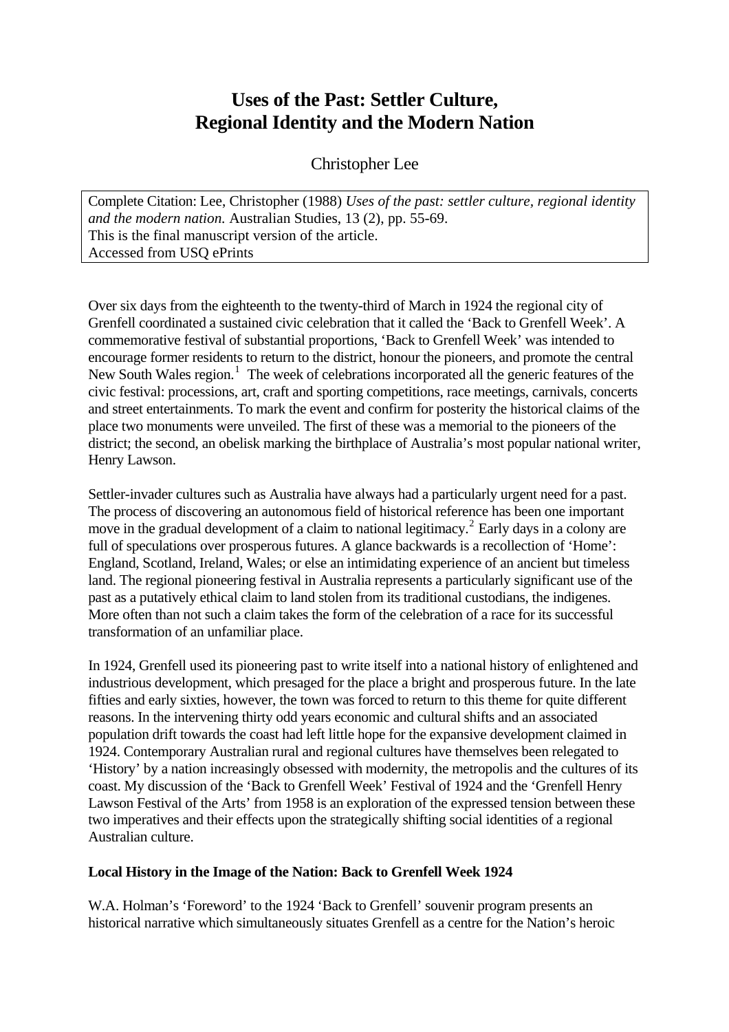# Uses of the Past: Settler Culture, Regional Identity and the Modern Nation

Christopher Lee

Complete Citation: Lee, Christopher (1988) *Uses of the past: settler culture, regional identity and the modern nation.* Australian Studies, 13 (2), pp. 55-69.
This is the final manuscript version of the article.
Accessed from USQ ePrints

Over six days from the eighteenth to the twenty-third of March in 1924 the regional city of Grenfell coordinated a sustained civic celebration that it called the 'Back to Grenfell Week'. A commemorative festival of substantial proportions, 'Back to Grenfell Week' was intended to encourage former residents to return to the district, honour the pioneers, and promote the central New South Wales region.[1] The week of celebrations incorporated all the generic features of the civic festival: processions, art, craft and sporting competitions, race meetings, carnivals, concerts and street entertainments. To mark the event and confirm for posterity the historical claims of the place two monuments were unveiled. The first of these was a memorial to the pioneers of the district; the second, an obelisk marking the birthplace of Australia's most popular national writer, Henry Lawson.

Settler-invader cultures such as Australia have always had a particularly urgent need for a past. The process of discovering an autonomous field of historical reference has been one important move in the gradual development of a claim to national legitimacy.[2] Early days in a colony are full of speculations over prosperous futures. A glance backwards is a recollection of 'Home': England, Scotland, Ireland, Wales; or else an intimidating experience of an ancient but timeless land. The regional pioneering festival in Australia represents a particularly significant use of the past as a putatively ethical claim to land stolen from its traditional custodians, the indigenes. More often than not such a claim takes the form of the celebration of a race for its successful transformation of an unfamiliar place.

In 1924, Grenfell used its pioneering past to write itself into a national history of enlightened and industrious development, which presaged for the place a bright and prosperous future. In the late fifties and early sixties, however, the town was forced to return to this theme for quite different reasons. In the intervening thirty odd years economic and cultural shifts and an associated population drift towards the coast had left little hope for the expansive development claimed in 1924. Contemporary Australian rural and regional cultures have themselves been relegated to 'History' by a nation increasingly obsessed with modernity, the metropolis and the cultures of its coast. My discussion of the 'Back to Grenfell Week' Festival of 1924 and the 'Grenfell Henry Lawson Festival of the Arts' from 1958 is an exploration of the expressed tension between these two imperatives and their effects upon the strategically shifting social identities of a regional Australian culture.

### Local History in the Image of the Nation: Back to Grenfell Week 1924

W.A. Holman's 'Foreword' to the 1924 'Back to Grenfell' souvenir program presents an historical narrative which simultaneously situates Grenfell as a centre for the Nation's heroic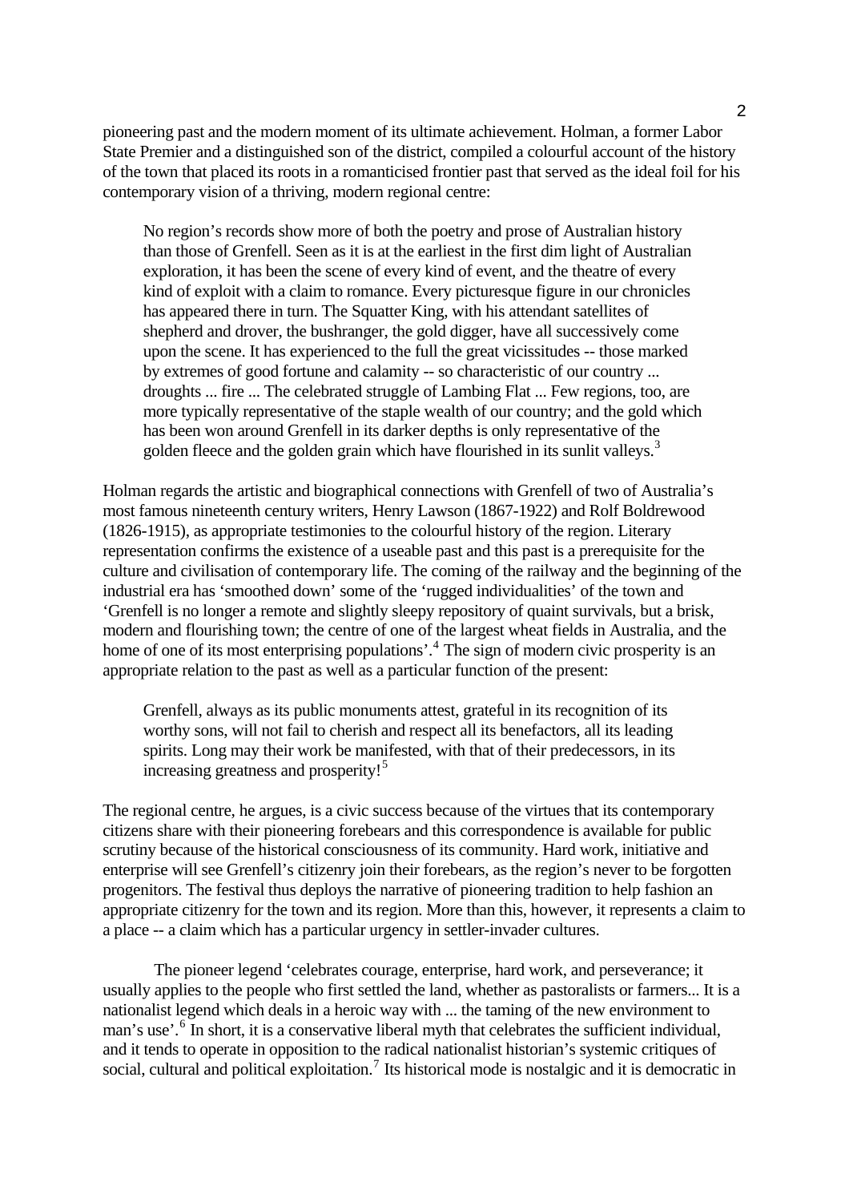pioneering past and the modern moment of its ultimate achievement. Holman, a former Labor State Premier and a distinguished son of the district, compiled a colourful account of the history of the town that placed its roots in a romanticised frontier past that served as the ideal foil for his contemporary vision of a thriving, modern regional centre:

> No region's records show more of both the poetry and prose of Australian history than those of Grenfell. Seen as it is at the earliest in the first dim light of Australian exploration, it has been the scene of every kind of event, and the theatre of every kind of exploit with a claim to romance. Every picturesque figure in our chronicles has appeared there in turn. The Squatter King, with his attendant satellites of shepherd and drover, the bushranger, the gold digger, have all successively come upon the scene. It has experienced to the full the great vicissitudes -- those marked by extremes of good fortune and calamity -- so characteristic of our country ... droughts ... fire ... The celebrated struggle of Lambing Flat ... Few regions, too, are more typically representative of the staple wealth of our country; and the gold which has been won around Grenfell in its darker depths is only representative of the golden fleece and the golden grain which have flourished in its sunlit valleys.[3]

Holman regards the artistic and biographical connections with Grenfell of two of Australia's most famous nineteenth century writers, Henry Lawson (1867-1922) and Rolf Boldrewood (1826-1915), as appropriate testimonies to the colourful history of the region. Literary representation confirms the existence of a useable past and this past is a prerequisite for the culture and civilisation of contemporary life. The coming of the railway and the beginning of the industrial era has 'smoothed down' some of the 'rugged individualities' of the town and 'Grenfell is no longer a remote and slightly sleepy repository of quaint survivals, but a brisk, modern and flourishing town; the centre of one of the largest wheat fields in Australia, and the home of one of its most enterprising populations'.[4] The sign of modern civic prosperity is an appropriate relation to the past as well as a particular function of the present:

> Grenfell, always as its public monuments attest, grateful in its recognition of its worthy sons, will not fail to cherish and respect all its benefactors, all its leading spirits. Long may their work be manifested, with that of their predecessors, in its increasing greatness and prosperity![5]

The regional centre, he argues, is a civic success because of the virtues that its contemporary citizens share with their pioneering forebears and this correspondence is available for public scrutiny because of the historical consciousness of its community. Hard work, initiative and enterprise will see Grenfell's citizenry join their forebears, as the region's never to be forgotten progenitors. The festival thus deploys the narrative of pioneering tradition to help fashion an appropriate citizenry for the town and its region. More than this, however, it represents a claim to a place -- a claim which has a particular urgency in settler-invader cultures.

The pioneer legend 'celebrates courage, enterprise, hard work, and perseverance; it usually applies to the people who first settled the land, whether as pastoralists or farmers... It is a nationalist legend which deals in a heroic way with ... the taming of the new environment to man's use'.[6] In short, it is a conservative liberal myth that celebrates the sufficient individual, and it tends to operate in opposition to the radical nationalist historian's systemic critiques of social, cultural and political exploitation.[7] Its historical mode is nostalgic and it is democratic in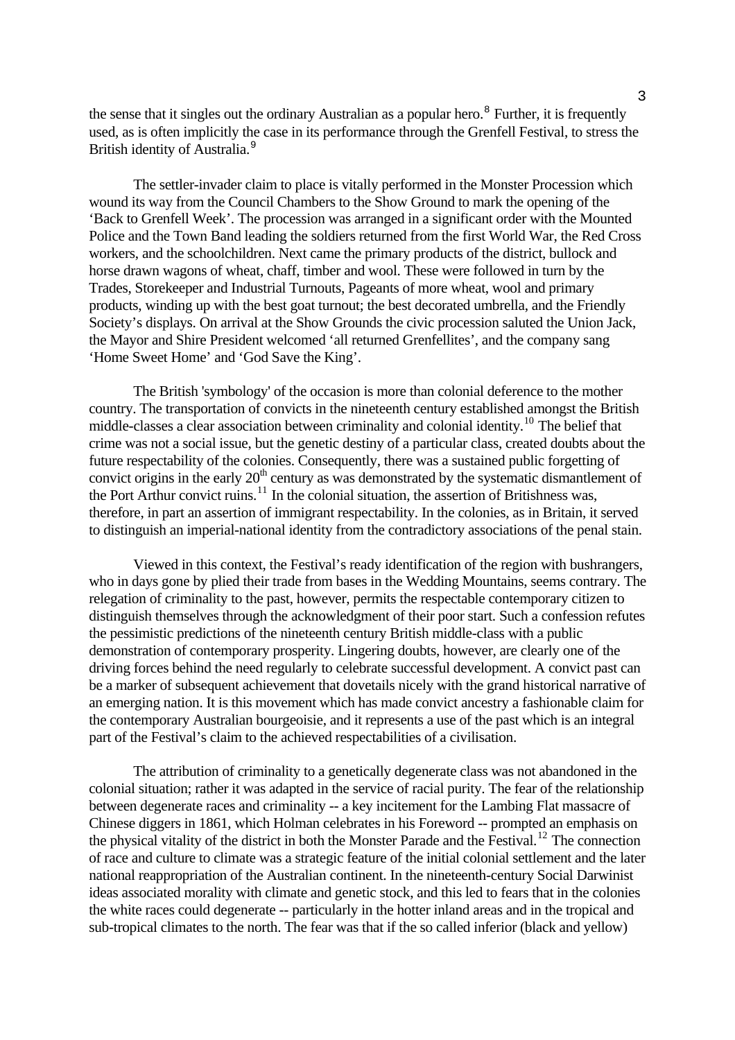the sense that it singles out the ordinary Australian as a popular hero.[8] Further, it is frequently used, as is often implicitly the case in its performance through the Grenfell Festival, to stress the British identity of Australia.[9]

The settler-invader claim to place is vitally performed in the Monster Procession which wound its way from the Council Chambers to the Show Ground to mark the opening of the 'Back to Grenfell Week'. The procession was arranged in a significant order with the Mounted Police and the Town Band leading the soldiers returned from the first World War, the Red Cross workers, and the schoolchildren. Next came the primary products of the district, bullock and horse drawn wagons of wheat, chaff, timber and wool. These were followed in turn by the Trades, Storekeeper and Industrial Turnouts, Pageants of more wheat, wool and primary products, winding up with the best goat turnout; the best decorated umbrella, and the Friendly Society's displays. On arrival at the Show Grounds the civic procession saluted the Union Jack, the Mayor and Shire President welcomed 'all returned Grenfellites', and the company sang 'Home Sweet Home' and 'God Save the King'.

The British 'symbology' of the occasion is more than colonial deference to the mother country. The transportation of convicts in the nineteenth century established amongst the British middle-classes a clear association between criminality and colonial identity.[10] The belief that crime was not a social issue, but the genetic destiny of a particular class, created doubts about the future respectability of the colonies. Consequently, there was a sustained public forgetting of convict origins in the early 20th century as was demonstrated by the systematic dismantlement of the Port Arthur convict ruins.[11] In the colonial situation, the assertion of Britishness was, therefore, in part an assertion of immigrant respectability. In the colonies, as in Britain, it served to distinguish an imperial-national identity from the contradictory associations of the penal stain.

Viewed in this context, the Festival's ready identification of the region with bushrangers, who in days gone by plied their trade from bases in the Wedding Mountains, seems contrary. The relegation of criminality to the past, however, permits the respectable contemporary citizen to distinguish themselves through the acknowledgment of their poor start. Such a confession refutes the pessimistic predictions of the nineteenth century British middle-class with a public demonstration of contemporary prosperity. Lingering doubts, however, are clearly one of the driving forces behind the need regularly to celebrate successful development. A convict past can be a marker of subsequent achievement that dovetails nicely with the grand historical narrative of an emerging nation. It is this movement which has made convict ancestry a fashionable claim for the contemporary Australian bourgeoisie, and it represents a use of the past which is an integral part of the Festival's claim to the achieved respectabilities of a civilisation.

The attribution of criminality to a genetically degenerate class was not abandoned in the colonial situation; rather it was adapted in the service of racial purity. The fear of the relationship between degenerate races and criminality -- a key incitement for the Lambing Flat massacre of Chinese diggers in 1861, which Holman celebrates in his Foreword -- prompted an emphasis on the physical vitality of the district in both the Monster Parade and the Festival.[12] The connection of race and culture to climate was a strategic feature of the initial colonial settlement and the later national reappropriation of the Australian continent. In the nineteenth-century Social Darwinist ideas associated morality with climate and genetic stock, and this led to fears that in the colonies the white races could degenerate -- particularly in the hotter inland areas and in the tropical and sub-tropical climates to the north. The fear was that if the so called inferior (black and yellow)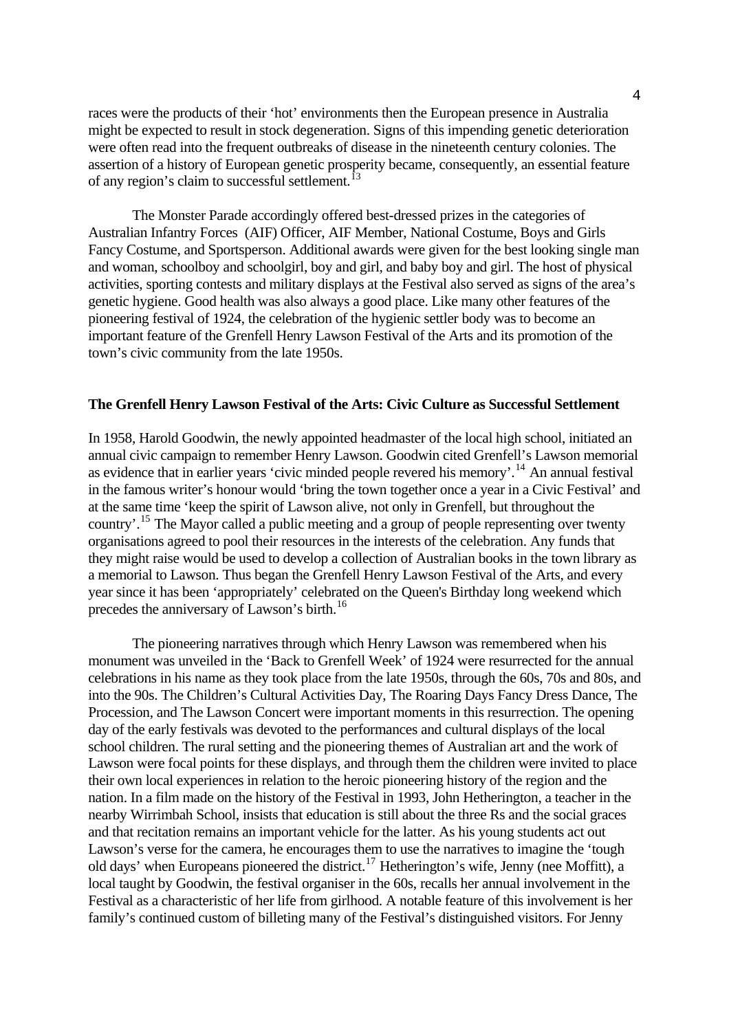races were the products of their 'hot' environments then the European presence in Australia might be expected to result in stock degeneration. Signs of this impending genetic deterioration were often read into the frequent outbreaks of disease in the nineteenth century colonies. The assertion of a history of European genetic prosperity became, consequently, an essential feature of any region's claim to successful settlement.[13]

The Monster Parade accordingly offered best-dressed prizes in the categories of Australian Infantry Forces (AIF) Officer, AIF Member, National Costume, Boys and Girls Fancy Costume, and Sportsperson. Additional awards were given for the best looking single man and woman, schoolboy and schoolgirl, boy and girl, and baby boy and girl. The host of physical activities, sporting contests and military displays at the Festival also served as signs of the area's genetic hygiene. Good health was also always a good place. Like many other features of the pioneering festival of 1924, the celebration of the hygienic settler body was to become an important feature of the Grenfell Henry Lawson Festival of the Arts and its promotion of the town's civic community from the late 1950s.

## The Grenfell Henry Lawson Festival of the Arts: Civic Culture as Successful Settlement

In 1958, Harold Goodwin, the newly appointed headmaster of the local high school, initiated an annual civic campaign to remember Henry Lawson. Goodwin cited Grenfell's Lawson memorial as evidence that in earlier years 'civic minded people revered his memory'.[14] An annual festival in the famous writer's honour would 'bring the town together once a year in a Civic Festival' and at the same time 'keep the spirit of Lawson alive, not only in Grenfell, but throughout the country'.[15] The Mayor called a public meeting and a group of people representing over twenty organisations agreed to pool their resources in the interests of the celebration. Any funds that they might raise would be used to develop a collection of Australian books in the town library as a memorial to Lawson. Thus began the Grenfell Henry Lawson Festival of the Arts, and every year since it has been 'appropriately' celebrated on the Queen's Birthday long weekend which precedes the anniversary of Lawson's birth.[16]

The pioneering narratives through which Henry Lawson was remembered when his monument was unveiled in the 'Back to Grenfell Week' of 1924 were resurrected for the annual celebrations in his name as they took place from the late 1950s, through the 60s, 70s and 80s, and into the 90s. The Children's Cultural Activities Day, The Roaring Days Fancy Dress Dance, The Procession, and The Lawson Concert were important moments in this resurrection. The opening day of the early festivals was devoted to the performances and cultural displays of the local school children. The rural setting and the pioneering themes of Australian art and the work of Lawson were focal points for these displays, and through them the children were invited to place their own local experiences in relation to the heroic pioneering history of the region and the nation. In a film made on the history of the Festival in 1993, John Hetherington, a teacher in the nearby Wirrimbah School, insists that education is still about the three Rs and the social graces and that recitation remains an important vehicle for the latter. As his young students act out Lawson's verse for the camera, he encourages them to use the narratives to imagine the 'tough old days' when Europeans pioneered the district.[17] Hetherington's wife, Jenny (nee Moffitt), a local taught by Goodwin, the festival organiser in the 60s, recalls her annual involvement in the Festival as a characteristic of her life from girlhood. A notable feature of this involvement is her family's continued custom of billeting many of the Festival's distinguished visitors. For Jenny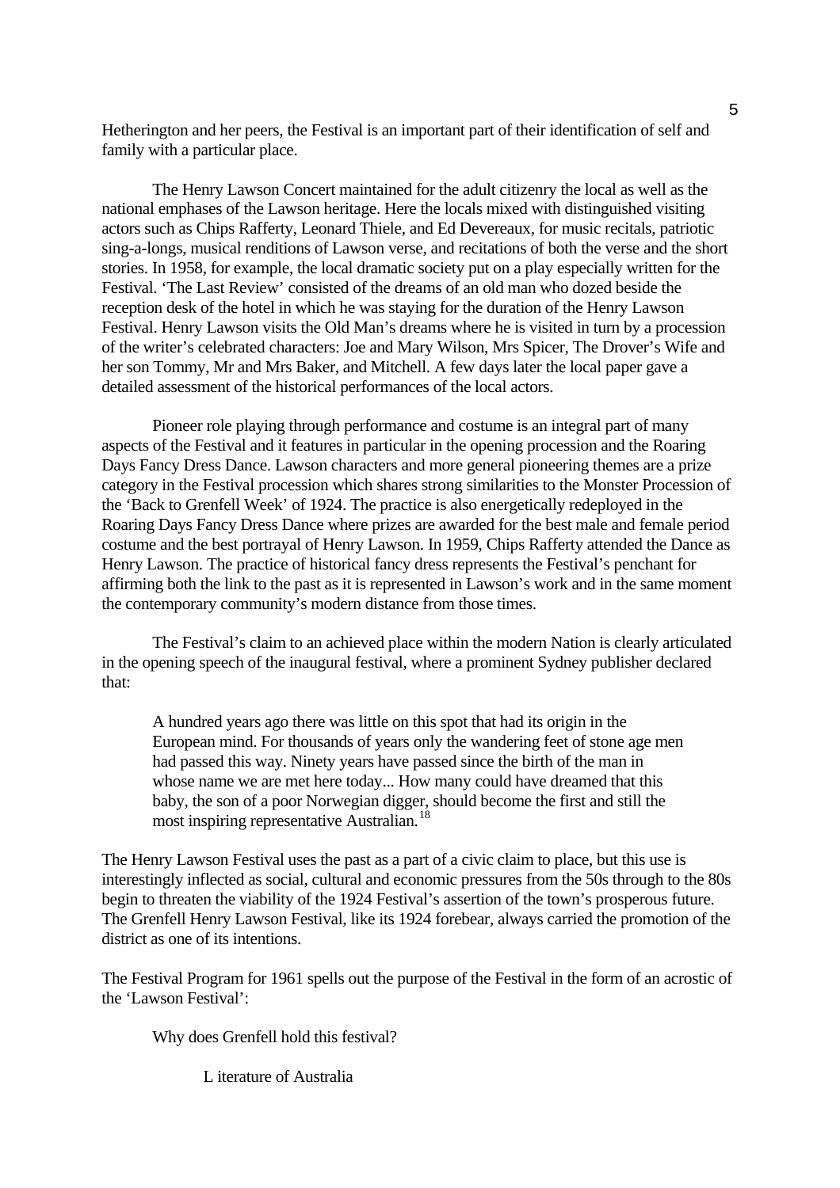Hetherington and her peers, the Festival is an important part of their identification of self and family with a particular place.

The Henry Lawson Concert maintained for the adult citizenry the local as well as the national emphases of the Lawson heritage. Here the locals mixed with distinguished visiting actors such as Chips Rafferty, Leonard Thiele, and Ed Devereaux, for music recitals, patriotic sing-a-longs, musical renditions of Lawson verse, and recitations of both the verse and the short stories. In 1958, for example, the local dramatic society put on a play especially written for the Festival. 'The Last Review' consisted of the dreams of an old man who dozed beside the reception desk of the hotel in which he was staying for the duration of the Henry Lawson Festival. Henry Lawson visits the Old Man's dreams where he is visited in turn by a procession of the writer's celebrated characters: Joe and Mary Wilson, Mrs Spicer, The Drover's Wife and her son Tommy, Mr and Mrs Baker, and Mitchell. A few days later the local paper gave a detailed assessment of the historical performances of the local actors.

Pioneer role playing through performance and costume is an integral part of many aspects of the Festival and it features in particular in the opening procession and the Roaring Days Fancy Dress Dance. Lawson characters and more general pioneering themes are a prize category in the Festival procession which shares strong similarities to the Monster Procession of the 'Back to Grenfell Week' of 1924. The practice is also energetically redeployed in the Roaring Days Fancy Dress Dance where prizes are awarded for the best male and female period costume and the best portrayal of Henry Lawson. In 1959, Chips Rafferty attended the Dance as Henry Lawson. The practice of historical fancy dress represents the Festival's penchant for affirming both the link to the past as it is represented in Lawson's work and in the same moment the contemporary community's modern distance from those times.

The Festival's claim to an achieved place within the modern Nation is clearly articulated in the opening speech of the inaugural festival, where a prominent Sydney publisher declared that:

> A hundred years ago there was little on this spot that had its origin in the European mind. For thousands of years only the wandering feet of stone age men had passed this way. Ninety years have passed since the birth of the man in whose name we are met here today... How many could have dreamed that this baby, the son of a poor Norwegian digger, should become the first and still the most inspiring representative Australian.[18]

The Henry Lawson Festival uses the past as a part of a civic claim to place, but this use is interestingly inflected as social, cultural and economic pressures from the 50s through to the 80s begin to threaten the viability of the 1924 Festival's assertion of the town's prosperous future. The Grenfell Henry Lawson Festival, like its 1924 forebear, always carried the promotion of the district as one of its intentions.

The Festival Program for 1961 spells out the purpose of the Festival in the form of an acrostic of the 'Lawson Festival':

> Why does Grenfell hold this festival?
>
> L iterature of Australia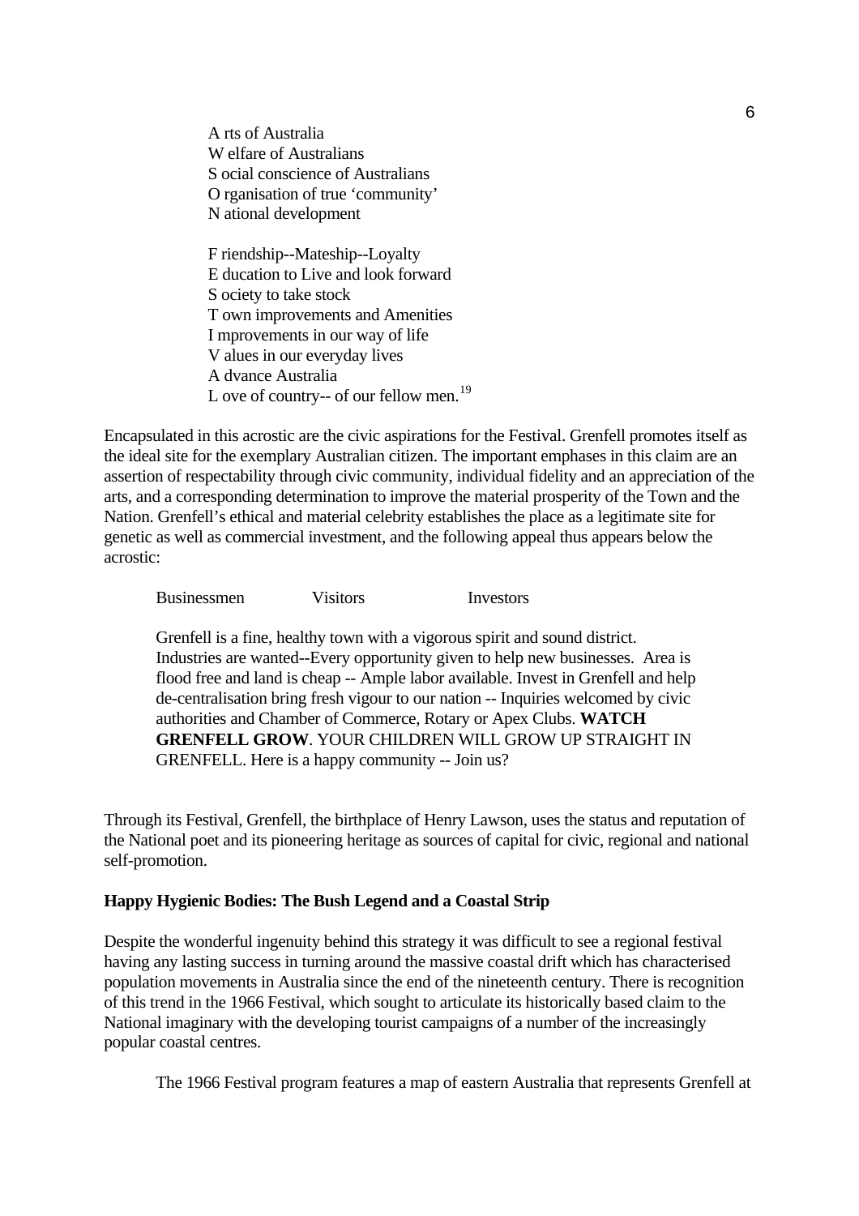A rts of Australia
W elfare of Australians
S ocial conscience of Australians
O rganisation of true 'community'
N ational development

F riendship--Mateship--Loyalty
E ducation to Live and look forward
S ociety to take stock
T own improvements and Amenities
I mprovements in our way of life
V alues in our everyday lives
A dvance Australia
L ove of country-- of our fellow men.[19]

Encapsulated in this acrostic are the civic aspirations for the Festival. Grenfell promotes itself as the ideal site for the exemplary Australian citizen. The important emphases in this claim are an assertion of respectability through civic community, individual fidelity and an appreciation of the arts, and a corresponding determination to improve the material prosperity of the Town and the Nation. Grenfell's ethical and material celebrity establishes the place as a legitimate site for genetic as well as commercial investment, and the following appeal thus appears below the acrostic:

> Businessmen Visitors Investors
>
> Grenfell is a fine, healthy town with a vigorous spirit and sound district. Industries are wanted--Every opportunity given to help new businesses. Area is flood free and land is cheap -- Ample labor available. Invest in Grenfell and help de-centralisation bring fresh vigour to our nation -- Inquiries welcomed by civic authorities and Chamber of Commerce, Rotary or Apex Clubs. **WATCH GRENFELL GROW**. YOUR CHILDREN WILL GROW UP STRAIGHT IN GRENFELL. Here is a happy community -- Join us?

Through its Festival, Grenfell, the birthplace of Henry Lawson, uses the status and reputation of the National poet and its pioneering heritage as sources of capital for civic, regional and national self-promotion.

**Happy Hygienic Bodies: The Bush Legend and a Coastal Strip**

Despite the wonderful ingenuity behind this strategy it was difficult to see a regional festival having any lasting success in turning around the massive coastal drift which has characterised population movements in Australia since the end of the nineteenth century. There is recognition of this trend in the 1966 Festival, which sought to articulate its historically based claim to the National imaginary with the developing tourist campaigns of a number of the increasingly popular coastal centres.

The 1966 Festival program features a map of eastern Australia that represents Grenfell at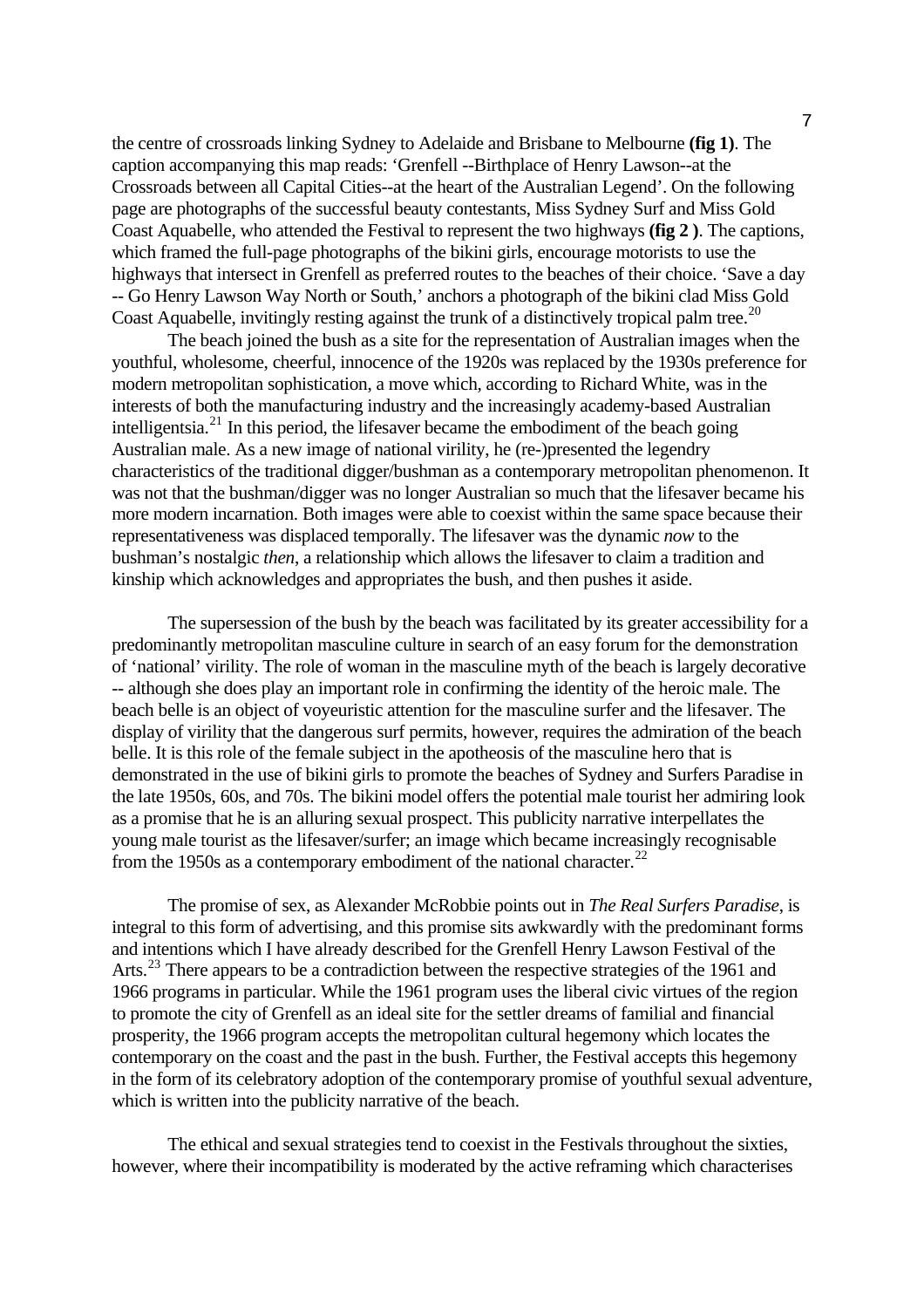the centre of crossroads linking Sydney to Adelaide and Brisbane to Melbourne **(fig 1)**. The caption accompanying this map reads: 'Grenfell --Birthplace of Henry Lawson--at the Crossroads between all Capital Cities--at the heart of the Australian Legend'. On the following page are photographs of the successful beauty contestants, Miss Sydney Surf and Miss Gold Coast Aquabelle, who attended the Festival to represent the two highways **(fig 2 )**. The captions, which framed the full-page photographs of the bikini girls, encourage motorists to use the highways that intersect in Grenfell as preferred routes to the beaches of their choice. 'Save a day -- Go Henry Lawson Way North or South,' anchors a photograph of the bikini clad Miss Gold Coast Aquabelle, invitingly resting against the trunk of a distinctively tropical palm tree.[20]

The beach joined the bush as a site for the representation of Australian images when the youthful, wholesome, cheerful, innocence of the 1920s was replaced by the 1930s preference for modern metropolitan sophistication, a move which, according to Richard White, was in the interests of both the manufacturing industry and the increasingly academy-based Australian intelligentsia.[21] In this period, the lifesaver became the embodiment of the beach going Australian male. As a new image of national virility, he (re-)presented the legendry characteristics of the traditional digger/bushman as a contemporary metropolitan phenomenon. It was not that the bushman/digger was no longer Australian so much that the lifesaver became his more modern incarnation. Both images were able to coexist within the same space because their representativeness was displaced temporally. The lifesaver was the dynamic *now* to the bushman's nostalgic *then*, a relationship which allows the lifesaver to claim a tradition and kinship which acknowledges and appropriates the bush, and then pushes it aside.

The supersession of the bush by the beach was facilitated by its greater accessibility for a predominantly metropolitan masculine culture in search of an easy forum for the demonstration of 'national' virility. The role of woman in the masculine myth of the beach is largely decorative -- although she does play an important role in confirming the identity of the heroic male. The beach belle is an object of voyeuristic attention for the masculine surfer and the lifesaver. The display of virility that the dangerous surf permits, however, requires the admiration of the beach belle. It is this role of the female subject in the apotheosis of the masculine hero that is demonstrated in the use of bikini girls to promote the beaches of Sydney and Surfers Paradise in the late 1950s, 60s, and 70s. The bikini model offers the potential male tourist her admiring look as a promise that he is an alluring sexual prospect. This publicity narrative interpellates the young male tourist as the lifesaver/surfer; an image which became increasingly recognisable from the 1950s as a contemporary embodiment of the national character.[22]

The promise of sex, as Alexander McRobbie points out in *The Real Surfers Paradise*, is integral to this form of advertising, and this promise sits awkwardly with the predominant forms and intentions which I have already described for the Grenfell Henry Lawson Festival of the Arts.[23] There appears to be a contradiction between the respective strategies of the 1961 and 1966 programs in particular. While the 1961 program uses the liberal civic virtues of the region to promote the city of Grenfell as an ideal site for the settler dreams of familial and financial prosperity, the 1966 program accepts the metropolitan cultural hegemony which locates the contemporary on the coast and the past in the bush. Further, the Festival accepts this hegemony in the form of its celebratory adoption of the contemporary promise of youthful sexual adventure, which is written into the publicity narrative of the beach.

The ethical and sexual strategies tend to coexist in the Festivals throughout the sixties, however, where their incompatibility is moderated by the active reframing which characterises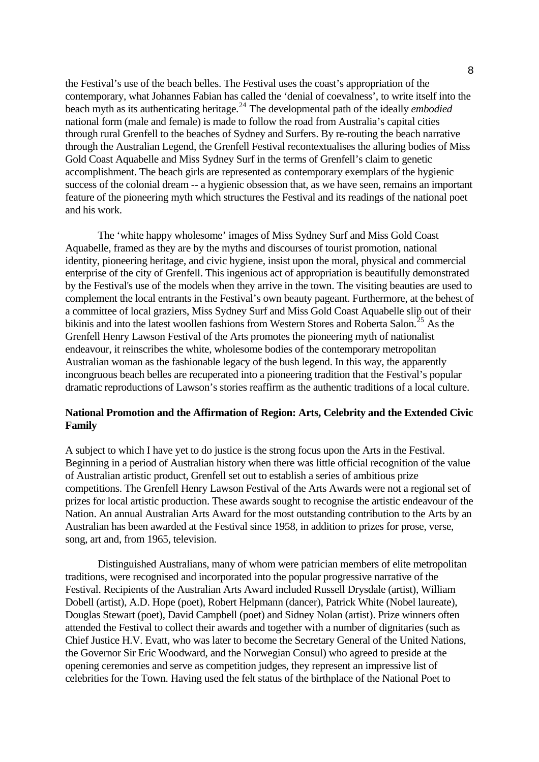the Festival's use of the beach belles. The Festival uses the coast's appropriation of the contemporary, what Johannes Fabian has called the 'denial of coevalness', to write itself into the beach myth as its authenticating heritage.[24] The developmental path of the ideally *embodied* national form (male and female) is made to follow the road from Australia's capital cities through rural Grenfell to the beaches of Sydney and Surfers. By re-routing the beach narrative through the Australian Legend, the Grenfell Festival recontextualises the alluring bodies of Miss Gold Coast Aquabelle and Miss Sydney Surf in the terms of Grenfell's claim to genetic accomplishment. The beach girls are represented as contemporary exemplars of the hygienic success of the colonial dream -- a hygienic obsession that, as we have seen, remains an important feature of the pioneering myth which structures the Festival and its readings of the national poet and his work.

The 'white happy wholesome' images of Miss Sydney Surf and Miss Gold Coast Aquabelle, framed as they are by the myths and discourses of tourist promotion, national identity, pioneering heritage, and civic hygiene, insist upon the moral, physical and commercial enterprise of the city of Grenfell. This ingenious act of appropriation is beautifully demonstrated by the Festival's use of the models when they arrive in the town. The visiting beauties are used to complement the local entrants in the Festival's own beauty pageant. Furthermore, at the behest of a committee of local graziers, Miss Sydney Surf and Miss Gold Coast Aquabelle slip out of their bikinis and into the latest woollen fashions from Western Stores and Roberta Salon.[25] As the Grenfell Henry Lawson Festival of the Arts promotes the pioneering myth of nationalist endeavour, it reinscribes the white, wholesome bodies of the contemporary metropolitan Australian woman as the fashionable legacy of the bush legend. In this way, the apparently incongruous beach belles are recuperated into a pioneering tradition that the Festival's popular dramatic reproductions of Lawson's stories reaffirm as the authentic traditions of a local culture.

**National Promotion and the Affirmation of Region: Arts, Celebrity and the Extended Civic Family**

A subject to which I have yet to do justice is the strong focus upon the Arts in the Festival. Beginning in a period of Australian history when there was little official recognition of the value of Australian artistic product, Grenfell set out to establish a series of ambitious prize competitions. The Grenfell Henry Lawson Festival of the Arts Awards were not a regional set of prizes for local artistic production. These awards sought to recognise the artistic endeavour of the Nation. An annual Australian Arts Award for the most outstanding contribution to the Arts by an Australian has been awarded at the Festival since 1958, in addition to prizes for prose, verse, song, art and, from 1965, television.

Distinguished Australians, many of whom were patrician members of elite metropolitan traditions, were recognised and incorporated into the popular progressive narrative of the Festival. Recipients of the Australian Arts Award included Russell Drysdale (artist), William Dobell (artist), A.D. Hope (poet), Robert Helpmann (dancer), Patrick White (Nobel laureate), Douglas Stewart (poet), David Campbell (poet) and Sidney Nolan (artist). Prize winners often attended the Festival to collect their awards and together with a number of dignitaries (such as Chief Justice H.V. Evatt, who was later to become the Secretary General of the United Nations, the Governor Sir Eric Woodward, and the Norwegian Consul) who agreed to preside at the opening ceremonies and serve as competition judges, they represent an impressive list of celebrities for the Town. Having used the felt status of the birthplace of the National Poet to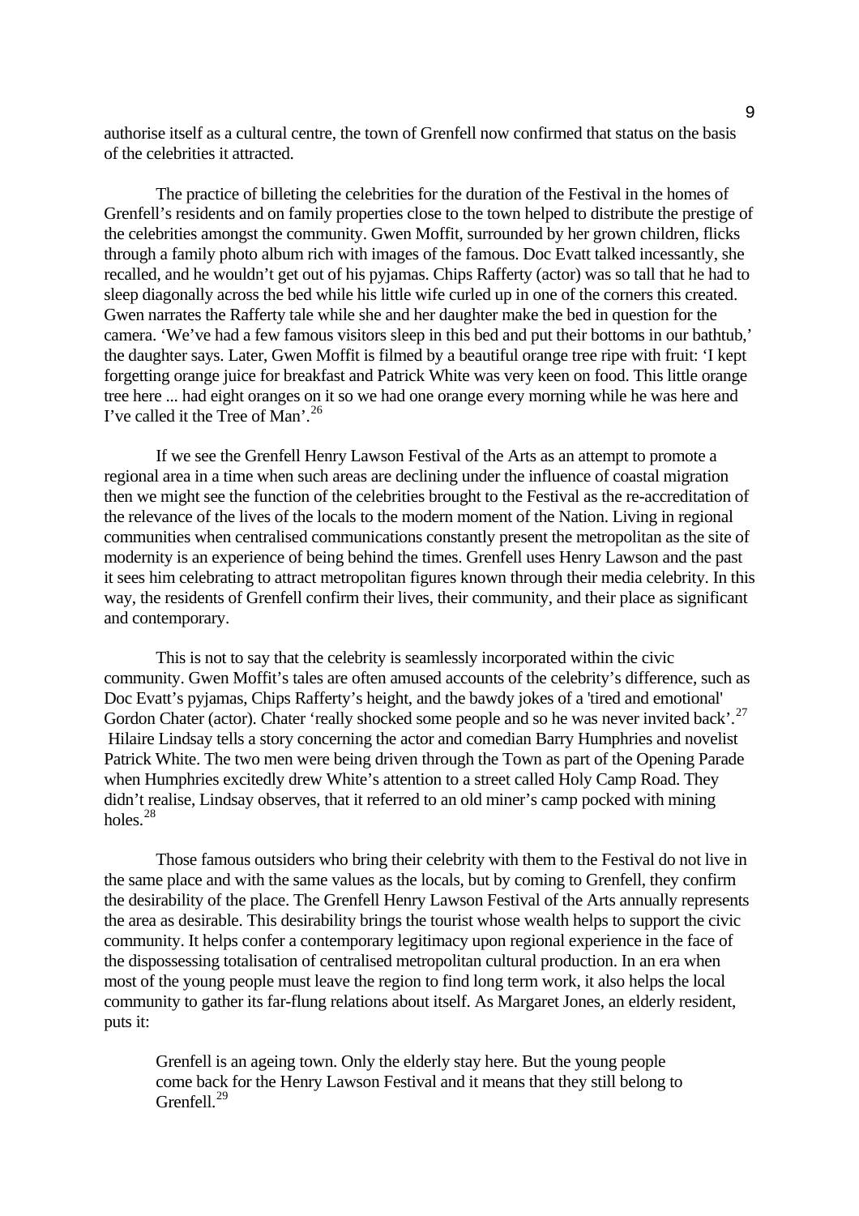authorise itself as a cultural centre, the town of Grenfell now confirmed that status on the basis of the celebrities it attracted.

The practice of billeting the celebrities for the duration of the Festival in the homes of Grenfell's residents and on family properties close to the town helped to distribute the prestige of the celebrities amongst the community. Gwen Moffit, surrounded by her grown children, flicks through a family photo album rich with images of the famous. Doc Evatt talked incessantly, she recalled, and he wouldn't get out of his pyjamas. Chips Rafferty (actor) was so tall that he had to sleep diagonally across the bed while his little wife curled up in one of the corners this created. Gwen narrates the Rafferty tale while she and her daughter make the bed in question for the camera. 'We've had a few famous visitors sleep in this bed and put their bottoms in our bathtub,' the daughter says. Later, Gwen Moffit is filmed by a beautiful orange tree ripe with fruit: 'I kept forgetting orange juice for breakfast and Patrick White was very keen on food. This little orange tree here ... had eight oranges on it so we had one orange every morning while he was here and I've called it the Tree of Man'.[26]

If we see the Grenfell Henry Lawson Festival of the Arts as an attempt to promote a regional area in a time when such areas are declining under the influence of coastal migration then we might see the function of the celebrities brought to the Festival as the re-accreditation of the relevance of the lives of the locals to the modern moment of the Nation. Living in regional communities when centralised communications constantly present the metropolitan as the site of modernity is an experience of being behind the times. Grenfell uses Henry Lawson and the past it sees him celebrating to attract metropolitan figures known through their media celebrity. In this way, the residents of Grenfell confirm their lives, their community, and their place as significant and contemporary.

This is not to say that the celebrity is seamlessly incorporated within the civic community. Gwen Moffit's tales are often amused accounts of the celebrity's difference, such as Doc Evatt's pyjamas, Chips Rafferty's height, and the bawdy jokes of a 'tired and emotional' Gordon Chater (actor). Chater 'really shocked some people and so he was never invited back'.[27] Hilaire Lindsay tells a story concerning the actor and comedian Barry Humphries and novelist Patrick White. The two men were being driven through the Town as part of the Opening Parade when Humphries excitedly drew White's attention to a street called Holy Camp Road. They didn't realise, Lindsay observes, that it referred to an old miner's camp pocked with mining holes.[28]

Those famous outsiders who bring their celebrity with them to the Festival do not live in the same place and with the same values as the locals, but by coming to Grenfell, they confirm the desirability of the place. The Grenfell Henry Lawson Festival of the Arts annually represents the area as desirable. This desirability brings the tourist whose wealth helps to support the civic community. It helps confer a contemporary legitimacy upon regional experience in the face of the dispossessing totalisation of centralised metropolitan cultural production. In an era when most of the young people must leave the region to find long term work, it also helps the local community to gather its far-flung relations about itself. As Margaret Jones, an elderly resident, puts it:

> Grenfell is an ageing town. Only the elderly stay here. But the young people come back for the Henry Lawson Festival and it means that they still belong to Grenfell.[29]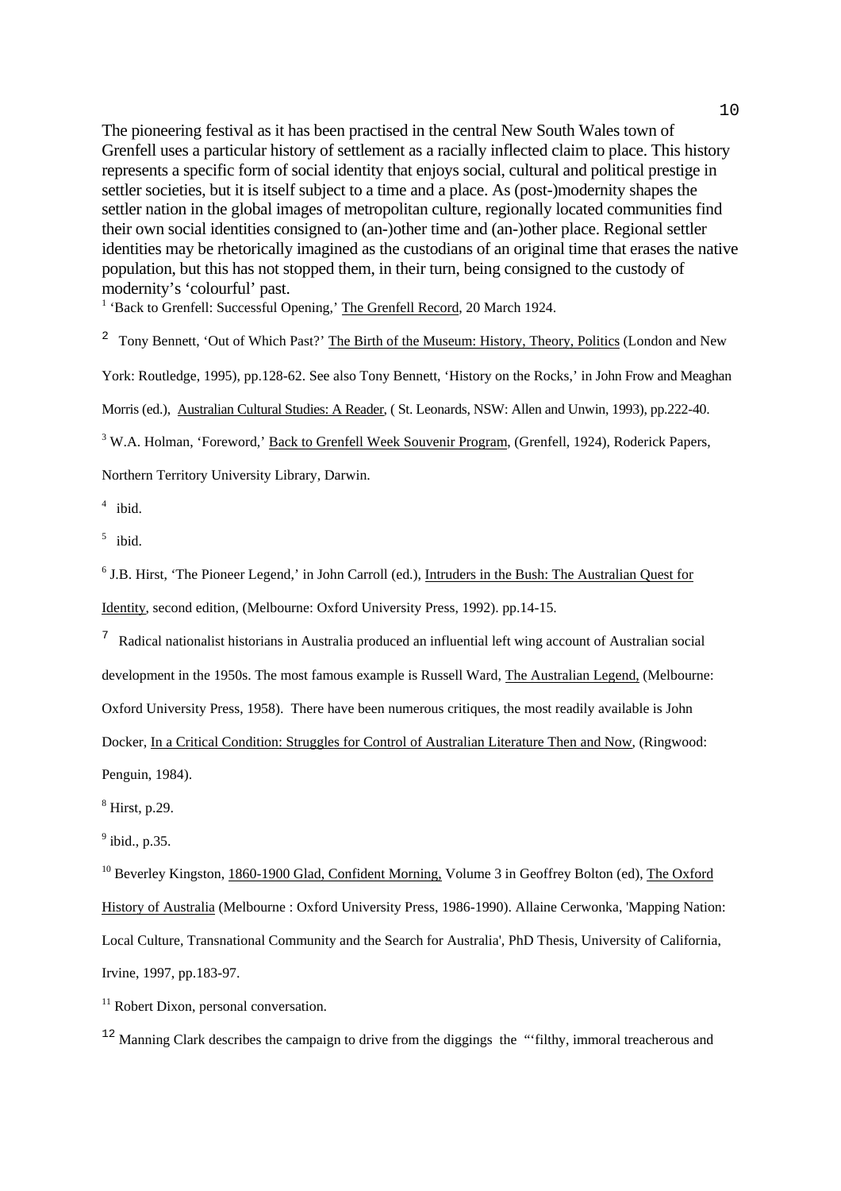The pioneering festival as it has been practised in the central New South Wales town of Grenfell uses a particular history of settlement as a racially inflected claim to place. This history represents a specific form of social identity that enjoys social, cultural and political prestige in settler societies, but it is itself subject to a time and a place. As (post-)modernity shapes the settler nation in the global images of metropolitan culture, regionally located communities find their own social identities consigned to (an-)other time and (an-)other place. Regional settler identities may be rhetorically imagined as the custodians of an original time that erases the native population, but this has not stopped them, in their turn, being consigned to the custody of modernity's 'colourful' past.

[1] 'Back to Grenfell: Successful Opening,' The Grenfell Record, 20 March 1924.

[2] Tony Bennett, 'Out of Which Past?' The Birth of the Museum: History, Theory, Politics (London and New York: Routledge, 1995), pp.128-62. See also Tony Bennett, 'History on the Rocks,' in John Frow and Meaghan Morris (ed.), Australian Cultural Studies: A Reader, ( St. Leonards, NSW: Allen and Unwin, 1993), pp.222-40.

[3] W.A. Holman, 'Foreword,' Back to Grenfell Week Souvenir Program, (Grenfell, 1924), Roderick Papers, Northern Territory University Library, Darwin.

[4] ibid.

[5] ibid.

[6] J.B. Hirst, 'The Pioneer Legend,' in John Carroll (ed.), Intruders in the Bush: The Australian Quest for Identity, second edition, (Melbourne: Oxford University Press, 1992). pp.14-15.

[7] Radical nationalist historians in Australia produced an influential left wing account of Australian social development in the 1950s. The most famous example is Russell Ward, The Australian Legend, (Melbourne: Oxford University Press, 1958). There have been numerous critiques, the most readily available is John Docker, In a Critical Condition: Struggles for Control of Australian Literature Then and Now, (Ringwood: Penguin, 1984).

[8] Hirst, p.29.

[9] ibid., p.35.

[10] Beverley Kingston, 1860-1900 Glad, Confident Morning, Volume 3 in Geoffrey Bolton (ed), The Oxford History of Australia (Melbourne : Oxford University Press, 1986-1990). Allaine Cerwonka, 'Mapping Nation: Local Culture, Transnational Community and the Search for Australia', PhD Thesis, University of California, Irvine, 1997, pp.183-97.

[11] Robert Dixon, personal conversation.

[12] Manning Clark describes the campaign to drive from the diggings the "'filthy, immoral treacherous and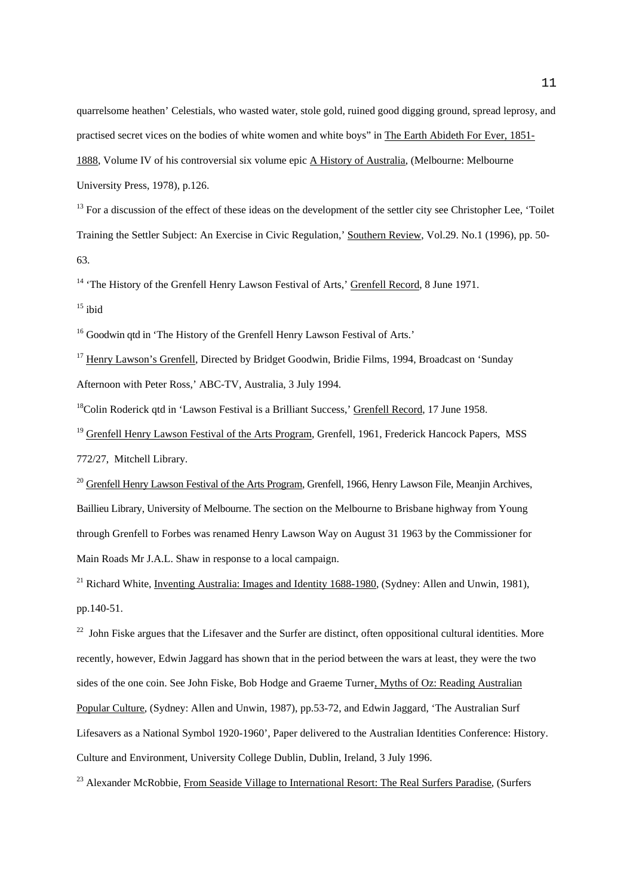quarrelsome heathen' Celestials, who wasted water, stole gold, ruined good digging ground, spread leprosy, and practised secret vices on the bodies of white women and white boys" in The Earth Abideth For Ever, 1851-1888, Volume IV of his controversial six volume epic A History of Australia, (Melbourne: Melbourne University Press, 1978), p.126.

[13] For a discussion of the effect of these ideas on the development of the settler city see Christopher Lee, 'Toilet Training the Settler Subject: An Exercise in Civic Regulation,' Southern Review, Vol.29. No.1 (1996), pp. 50-63.

[14] 'The History of the Grenfell Henry Lawson Festival of Arts,' Grenfell Record, 8 June 1971.

[15] ibid

[16] Goodwin qtd in 'The History of the Grenfell Henry Lawson Festival of Arts.'

[17] Henry Lawson's Grenfell, Directed by Bridget Goodwin, Bridie Films, 1994, Broadcast on 'Sunday Afternoon with Peter Ross,' ABC-TV, Australia, 3 July 1994.

[18] Colin Roderick qtd in 'Lawson Festival is a Brilliant Success,' Grenfell Record, 17 June 1958.

[19] Grenfell Henry Lawson Festival of the Arts Program, Grenfell, 1961, Frederick Hancock Papers, MSS 772/27, Mitchell Library.

[20] Grenfell Henry Lawson Festival of the Arts Program, Grenfell, 1966, Henry Lawson File, Meanjin Archives, Baillieu Library, University of Melbourne. The section on the Melbourne to Brisbane highway from Young through Grenfell to Forbes was renamed Henry Lawson Way on August 31 1963 by the Commissioner for Main Roads Mr J.A.L. Shaw in response to a local campaign.

[21] Richard White, Inventing Australia: Images and Identity 1688-1980, (Sydney: Allen and Unwin, 1981), pp.140-51.

[22] John Fiske argues that the Lifesaver and the Surfer are distinct, often oppositional cultural identities. More recently, however, Edwin Jaggard has shown that in the period between the wars at least, they were the two sides of the one coin. See John Fiske, Bob Hodge and Graeme Turner, Myths of Oz: Reading Australian Popular Culture, (Sydney: Allen and Unwin, 1987), pp.53-72, and Edwin Jaggard, 'The Australian Surf Lifesavers as a National Symbol 1920-1960', Paper delivered to the Australian Identities Conference: History. Culture and Environment, University College Dublin, Dublin, Ireland, 3 July 1996.

[23] Alexander McRobbie, From Seaside Village to International Resort: The Real Surfers Paradise, (Surfers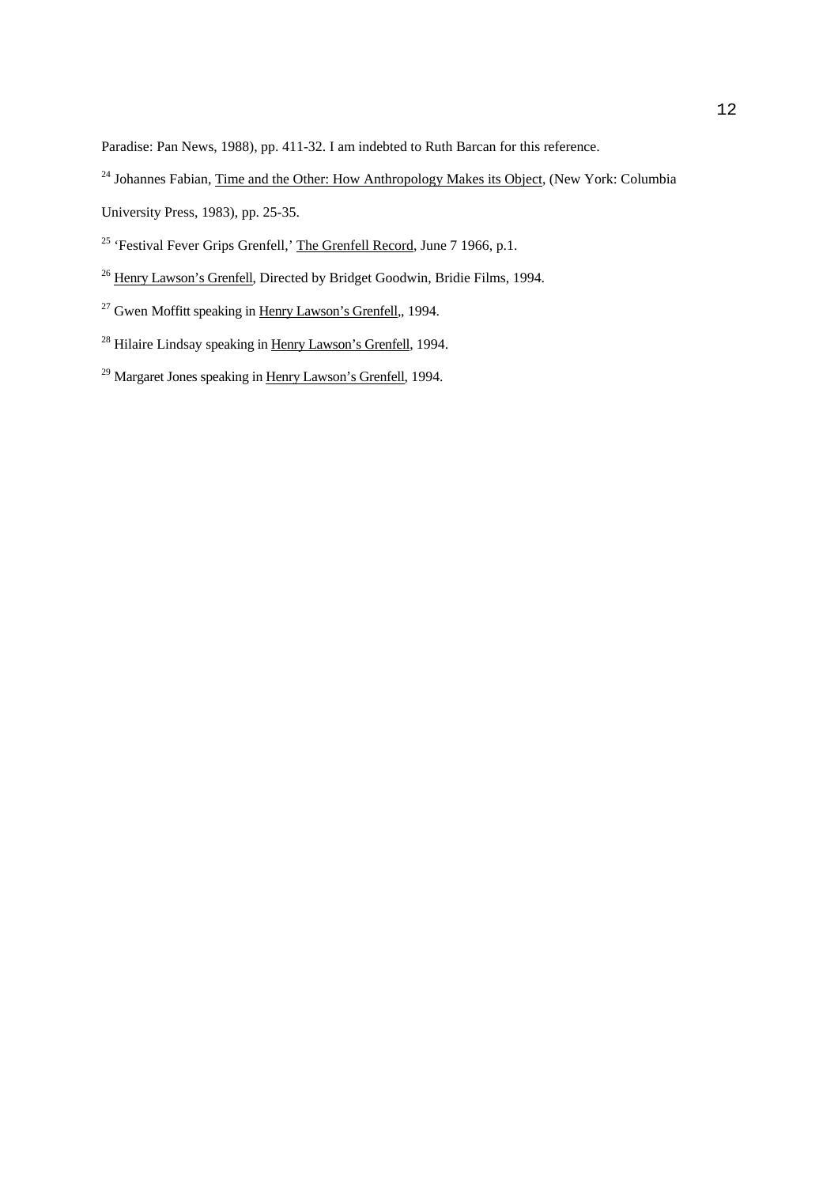Paradise: Pan News, 1988), pp. 411-32. I am indebted to Ruth Barcan for this reference.

[24] Johannes Fabian, Time and the Other: How Anthropology Makes its Object, (New York: Columbia University Press, 1983), pp. 25-35.

[25] 'Festival Fever Grips Grenfell,' The Grenfell Record, June 7 1966, p.1.

[26] Henry Lawson's Grenfell, Directed by Bridget Goodwin, Bridie Films, 1994.

[27] Gwen Moffitt speaking in Henry Lawson's Grenfell,, 1994.

[28] Hilaire Lindsay speaking in Henry Lawson's Grenfell, 1994.

[29] Margaret Jones speaking in Henry Lawson's Grenfell, 1994.